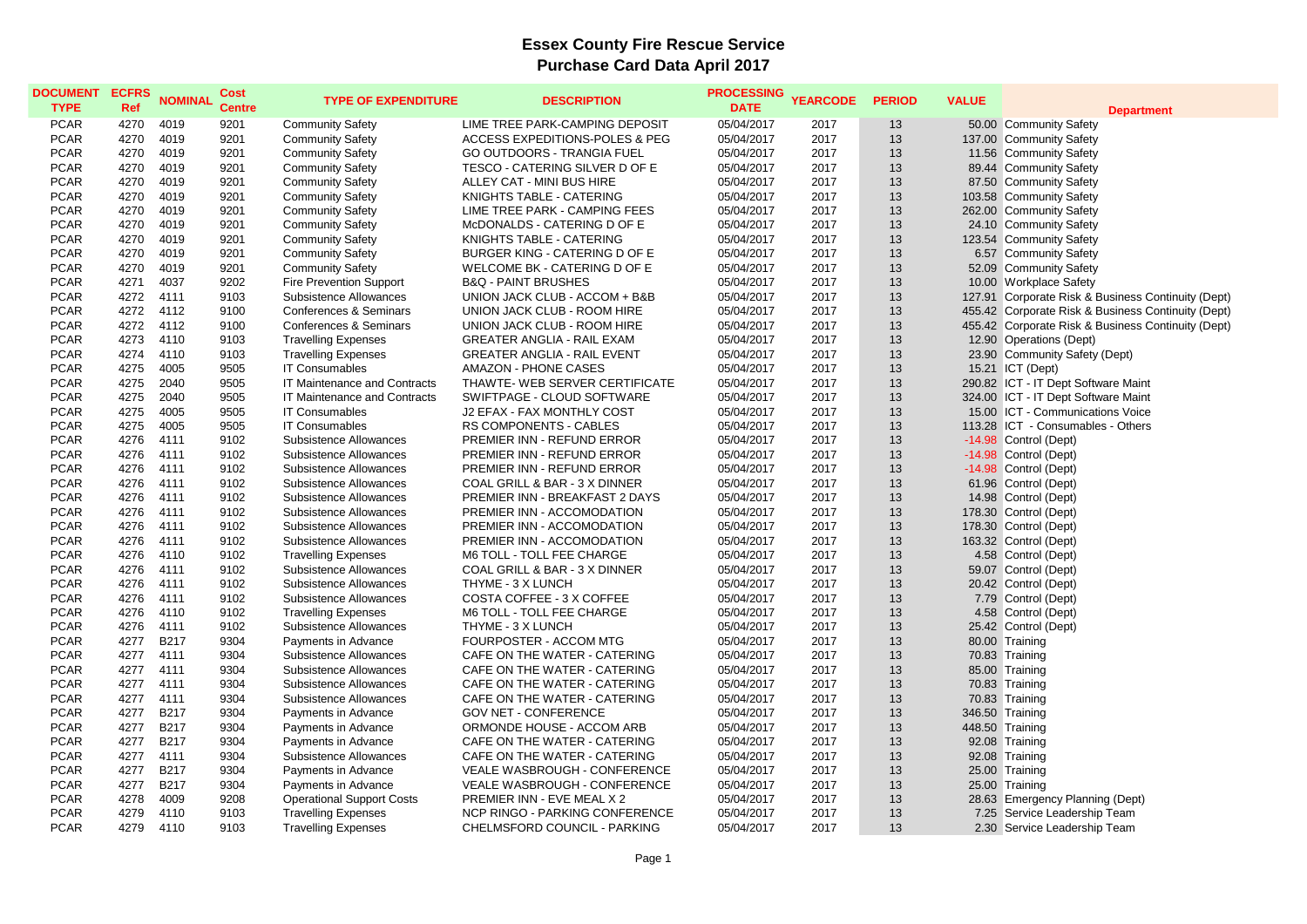# Essex County Fire Rescue Service
## Purchase Card Data April 2017

| DOCUMENT TYPE | ECFRS Ref | NOMINAL | Cost Centre | TYPE OF EXPENDITURE | DESCRIPTION | PROCESSING DATE | YEARCODE | PERIOD | VALUE | Department |
|---|---|---|---|---|---|---|---|---|---|---|
| PCAR | 4270 | 4019 | 9201 | Community Safety | LIME TREE PARK-CAMPING DEPOSIT | 05/04/2017 | 2017 | 13 | 50.00 | Community Safety |
| PCAR | 4270 | 4019 | 9201 | Community Safety | ACCESS EXPEDITIONS-POLES & PEG | 05/04/2017 | 2017 | 13 | 137.00 | Community Safety |
| PCAR | 4270 | 4019 | 9201 | Community Safety | GO OUTDOORS - TRANGIA FUEL | 05/04/2017 | 2017 | 13 | 11.56 | Community Safety |
| PCAR | 4270 | 4019 | 9201 | Community Safety | TESCO - CATERING SILVER D OF E | 05/04/2017 | 2017 | 13 | 89.44 | Community Safety |
| PCAR | 4270 | 4019 | 9201 | Community Safety | ALLEY CAT - MINI BUS HIRE | 05/04/2017 | 2017 | 13 | 87.50 | Community Safety |
| PCAR | 4270 | 4019 | 9201 | Community Safety | KNIGHTS TABLE - CATERING | 05/04/2017 | 2017 | 13 | 103.58 | Community Safety |
| PCAR | 4270 | 4019 | 9201 | Community Safety | LIME TREE PARK - CAMPING FEES | 05/04/2017 | 2017 | 13 | 262.00 | Community Safety |
| PCAR | 4270 | 4019 | 9201 | Community Safety | McDONALDS - CATERING D OF E | 05/04/2017 | 2017 | 13 | 24.10 | Community Safety |
| PCAR | 4270 | 4019 | 9201 | Community Safety | KNIGHTS TABLE - CATERING | 05/04/2017 | 2017 | 13 | 123.54 | Community Safety |
| PCAR | 4270 | 4019 | 9201 | Community Safety | BURGER KING - CATERING D OF E | 05/04/2017 | 2017 | 13 | 6.57 | Community Safety |
| PCAR | 4270 | 4019 | 9201 | Community Safety | WELCOME BK - CATERING D OF E | 05/04/2017 | 2017 | 13 | 52.09 | Community Safety |
| PCAR | 4271 | 4037 | 9202 | Fire Prevention Support | B&Q - PAINT BRUSHES | 05/04/2017 | 2017 | 13 | 10.00 | Workplace Safety |
| PCAR | 4272 | 4111 | 9103 | Subsistence Allowances | UNION JACK CLUB - ACCOM + B&B | 05/04/2017 | 2017 | 13 | 127.91 | Corporate Risk & Business Continuity (Dept) |
| PCAR | 4272 | 4112 | 9100 | Conferences & Seminars | UNION JACK CLUB - ROOM HIRE | 05/04/2017 | 2017 | 13 | 455.42 | Corporate Risk & Business Continuity (Dept) |
| PCAR | 4272 | 4112 | 9100 | Conferences & Seminars | UNION JACK CLUB - ROOM HIRE | 05/04/2017 | 2017 | 13 | 455.42 | Corporate Risk & Business Continuity (Dept) |
| PCAR | 4273 | 4110 | 9103 | Travelling Expenses | GREATER ANGLIA - RAIL EXAM | 05/04/2017 | 2017 | 13 | 12.90 | Operations (Dept) |
| PCAR | 4274 | 4110 | 9103 | Travelling Expenses | GREATER ANGLIA - RAIL EVENT | 05/04/2017 | 2017 | 13 | 23.90 | Community Safety (Dept) |
| PCAR | 4275 | 4005 | 9505 | IT Consumables | AMAZON - PHONE CASES | 05/04/2017 | 2017 | 13 | 15.21 | ICT (Dept) |
| PCAR | 4275 | 2040 | 9505 | IT Maintenance and Contracts | THAWTE- WEB SERVER CERTIFICATE | 05/04/2017 | 2017 | 13 | 290.82 | ICT - IT Dept Software Maint |
| PCAR | 4275 | 2040 | 9505 | IT Maintenance and Contracts | SWIFTPAGE - CLOUD SOFTWARE | 05/04/2017 | 2017 | 13 | 324.00 | ICT - IT Dept Software Maint |
| PCAR | 4275 | 4005 | 9505 | IT Consumables | J2 EFAX - FAX MONTHLY COST | 05/04/2017 | 2017 | 13 | 15.00 | ICT - Communications Voice |
| PCAR | 4275 | 4005 | 9505 | IT Consumables | RS COMPONENTS - CABLES | 05/04/2017 | 2017 | 13 | 113.28 | ICT - Consumables - Others |
| PCAR | 4276 | 4111 | 9102 | Subsistence Allowances | PREMIER INN - REFUND ERROR | 05/04/2017 | 2017 | 13 | -14.98 | Control (Dept) |
| PCAR | 4276 | 4111 | 9102 | Subsistence Allowances | PREMIER INN - REFUND ERROR | 05/04/2017 | 2017 | 13 | -14.98 | Control (Dept) |
| PCAR | 4276 | 4111 | 9102 | Subsistence Allowances | PREMIER INN - REFUND ERROR | 05/04/2017 | 2017 | 13 | -14.98 | Control (Dept) |
| PCAR | 4276 | 4111 | 9102 | Subsistence Allowances | COAL GRILL & BAR - 3 X DINNER | 05/04/2017 | 2017 | 13 | 61.96 | Control (Dept) |
| PCAR | 4276 | 4111 | 9102 | Subsistence Allowances | PREMIER INN - BREAKFAST 2 DAYS | 05/04/2017 | 2017 | 13 | 14.98 | Control (Dept) |
| PCAR | 4276 | 4111 | 9102 | Subsistence Allowances | PREMIER INN - ACCOMODATION | 05/04/2017 | 2017 | 13 | 178.30 | Control (Dept) |
| PCAR | 4276 | 4111 | 9102 | Subsistence Allowances | PREMIER INN - ACCOMODATION | 05/04/2017 | 2017 | 13 | 178.30 | Control (Dept) |
| PCAR | 4276 | 4111 | 9102 | Subsistence Allowances | PREMIER INN - ACCOMODATION | 05/04/2017 | 2017 | 13 | 163.32 | Control (Dept) |
| PCAR | 4276 | 4110 | 9102 | Travelling Expenses | M6 TOLL - TOLL FEE CHARGE | 05/04/2017 | 2017 | 13 | 4.58 | Control (Dept) |
| PCAR | 4276 | 4111 | 9102 | Subsistence Allowances | COAL GRILL & BAR - 3 X DINNER | 05/04/2017 | 2017 | 13 | 59.07 | Control (Dept) |
| PCAR | 4276 | 4111 | 9102 | Subsistence Allowances | THYME - 3 X LUNCH | 05/04/2017 | 2017 | 13 | 20.42 | Control (Dept) |
| PCAR | 4276 | 4111 | 9102 | Subsistence Allowances | COSTA COFFEE - 3 X COFFEE | 05/04/2017 | 2017 | 13 | 7.79 | Control (Dept) |
| PCAR | 4276 | 4110 | 9102 | Travelling Expenses | M6 TOLL - TOLL FEE CHARGE | 05/04/2017 | 2017 | 13 | 4.58 | Control (Dept) |
| PCAR | 4276 | 4111 | 9102 | Subsistence Allowances | THYME - 3 X LUNCH | 05/04/2017 | 2017 | 13 | 25.42 | Control (Dept) |
| PCAR | 4277 | B217 | 9304 | Payments in Advance | FOURPOSTER - ACCOM MTG | 05/04/2017 | 2017 | 13 | 80.00 | Training |
| PCAR | 4277 | 4111 | 9304 | Subsistence Allowances | CAFE ON THE WATER - CATERING | 05/04/2017 | 2017 | 13 | 70.83 | Training |
| PCAR | 4277 | 4111 | 9304 | Subsistence Allowances | CAFE ON THE WATER - CATERING | 05/04/2017 | 2017 | 13 | 85.00 | Training |
| PCAR | 4277 | 4111 | 9304 | Subsistence Allowances | CAFE ON THE WATER - CATERING | 05/04/2017 | 2017 | 13 | 70.83 | Training |
| PCAR | 4277 | 4111 | 9304 | Subsistence Allowances | CAFE ON THE WATER - CATERING | 05/04/2017 | 2017 | 13 | 70.83 | Training |
| PCAR | 4277 | B217 | 9304 | Payments in Advance | GOV NET - CONFERENCE | 05/04/2017 | 2017 | 13 | 346.50 | Training |
| PCAR | 4277 | B217 | 9304 | Payments in Advance | ORMONDE HOUSE - ACCOM ARB | 05/04/2017 | 2017 | 13 | 448.50 | Training |
| PCAR | 4277 | B217 | 9304 | Payments in Advance | CAFE ON THE WATER - CATERING | 05/04/2017 | 2017 | 13 | 92.08 | Training |
| PCAR | 4277 | 4111 | 9304 | Subsistence Allowances | CAFE ON THE WATER - CATERING | 05/04/2017 | 2017 | 13 | 92.08 | Training |
| PCAR | 4277 | B217 | 9304 | Payments in Advance | VEALE WASBROUGH - CONFERENCE | 05/04/2017 | 2017 | 13 | 25.00 | Training |
| PCAR | 4277 | B217 | 9304 | Payments in Advance | VEALE WASBROUGH - CONFERENCE | 05/04/2017 | 2017 | 13 | 25.00 | Training |
| PCAR | 4278 | 4009 | 9208 | Operational Support Costs | PREMIER INN - EVE MEAL X 2 | 05/04/2017 | 2017 | 13 | 28.63 | Emergency Planning (Dept) |
| PCAR | 4279 | 4110 | 9103 | Travelling Expenses | NCP RINGO - PARKING CONFERENCE | 05/04/2017 | 2017 | 13 | 7.25 | Service Leadership Team |
| PCAR | 4279 | 4110 | 9103 | Travelling Expenses | CHELMSFORD COUNCIL - PARKING | 05/04/2017 | 2017 | 13 | 2.30 | Service Leadership Team |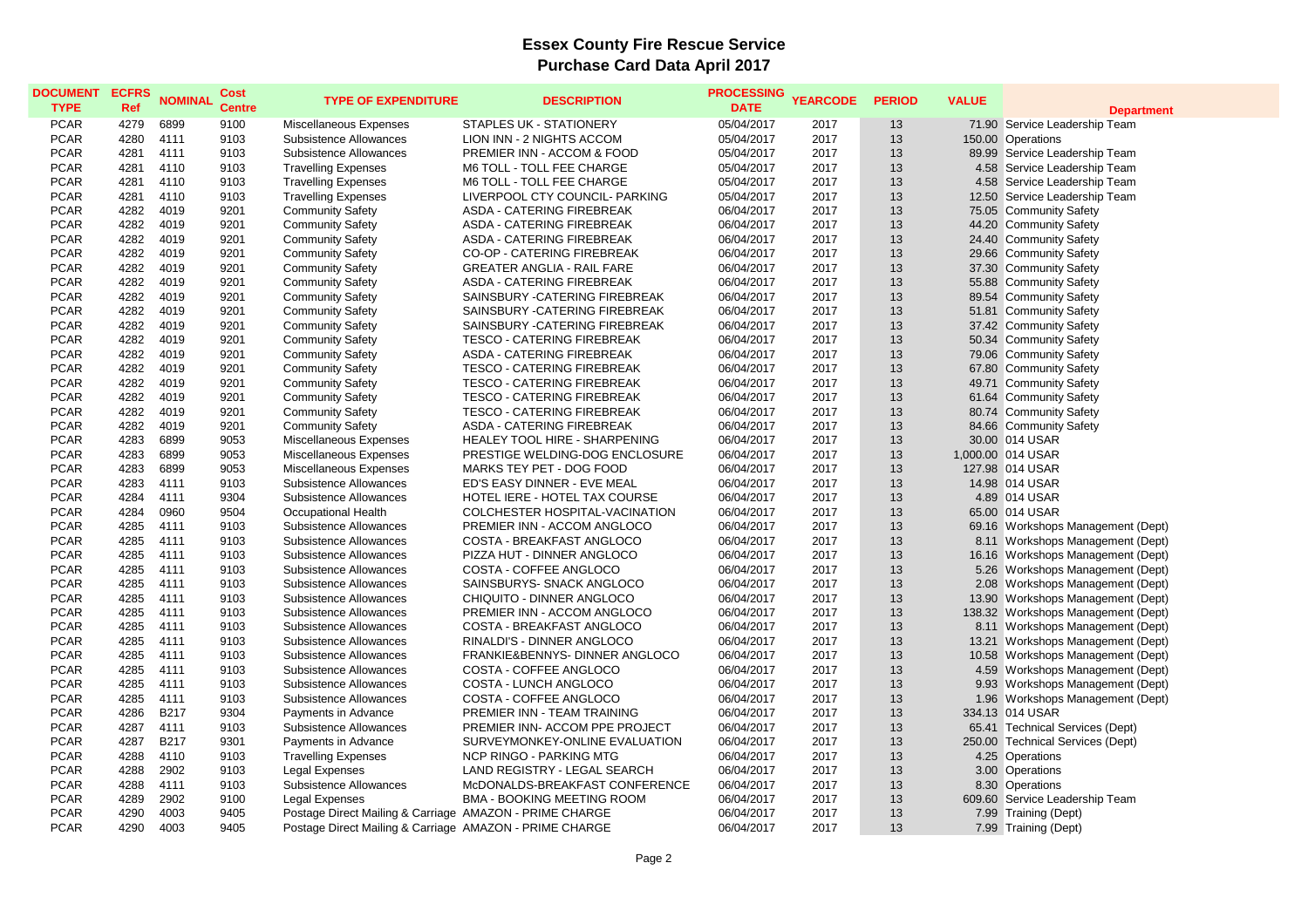# Essex County Fire Rescue Service

## Purchase Card Data April 2017

| DOCUMENT TYPE | ECFRS Ref | NOMINAL | Cost Centre | TYPE OF EXPENDITURE | DESCRIPTION | PROCESSING DATE | YEARCODE | PERIOD | VALUE | Department |
|---|---|---|---|---|---|---|---|---|---|---|
| PCAR | 4279 | 6899 | 9100 | Miscellaneous Expenses | STAPLES UK - STATIONERY | 05/04/2017 | 2017 | 13 | 71.90 | Service Leadership Team |
| PCAR | 4280 | 4111 | 9103 | Subsistence Allowances | LION INN - 2 NIGHTS ACCOM | 05/04/2017 | 2017 | 13 | 150.00 | Operations |
| PCAR | 4281 | 4111 | 9103 | Subsistence Allowances | PREMIER INN - ACCOM & FOOD | 05/04/2017 | 2017 | 13 | 89.99 | Service Leadership Team |
| PCAR | 4281 | 4110 | 9103 | Travelling Expenses | M6 TOLL - TOLL FEE CHARGE | 05/04/2017 | 2017 | 13 | 4.58 | Service Leadership Team |
| PCAR | 4281 | 4110 | 9103 | Travelling Expenses | M6 TOLL - TOLL FEE CHARGE | 05/04/2017 | 2017 | 13 | 4.58 | Service Leadership Team |
| PCAR | 4281 | 4110 | 9103 | Travelling Expenses | LIVERPOOL CTY COUNCIL- PARKING | 05/04/2017 | 2017 | 13 | 12.50 | Service Leadership Team |
| PCAR | 4282 | 4019 | 9201 | Community Safety | ASDA - CATERING FIREBREAK | 06/04/2017 | 2017 | 13 | 75.05 | Community Safety |
| PCAR | 4282 | 4019 | 9201 | Community Safety | ASDA - CATERING FIREBREAK | 06/04/2017 | 2017 | 13 | 44.20 | Community Safety |
| PCAR | 4282 | 4019 | 9201 | Community Safety | ASDA - CATERING FIREBREAK | 06/04/2017 | 2017 | 13 | 24.40 | Community Safety |
| PCAR | 4282 | 4019 | 9201 | Community Safety | CO-OP - CATERING FIREBREAK | 06/04/2017 | 2017 | 13 | 29.66 | Community Safety |
| PCAR | 4282 | 4019 | 9201 | Community Safety | GREATER ANGLIA - RAIL FARE | 06/04/2017 | 2017 | 13 | 37.30 | Community Safety |
| PCAR | 4282 | 4019 | 9201 | Community Safety | ASDA - CATERING FIREBREAK | 06/04/2017 | 2017 | 13 | 55.88 | Community Safety |
| PCAR | 4282 | 4019 | 9201 | Community Safety | SAINSBURY -CATERING FIREBREAK | 06/04/2017 | 2017 | 13 | 89.54 | Community Safety |
| PCAR | 4282 | 4019 | 9201 | Community Safety | SAINSBURY -CATERING FIREBREAK | 06/04/2017 | 2017 | 13 | 51.81 | Community Safety |
| PCAR | 4282 | 4019 | 9201 | Community Safety | SAINSBURY -CATERING FIREBREAK | 06/04/2017 | 2017 | 13 | 37.42 | Community Safety |
| PCAR | 4282 | 4019 | 9201 | Community Safety | TESCO - CATERING FIREBREAK | 06/04/2017 | 2017 | 13 | 50.34 | Community Safety |
| PCAR | 4282 | 4019 | 9201 | Community Safety | ASDA - CATERING FIREBREAK | 06/04/2017 | 2017 | 13 | 79.06 | Community Safety |
| PCAR | 4282 | 4019 | 9201 | Community Safety | TESCO - CATERING FIREBREAK | 06/04/2017 | 2017 | 13 | 67.80 | Community Safety |
| PCAR | 4282 | 4019 | 9201 | Community Safety | TESCO - CATERING FIREBREAK | 06/04/2017 | 2017 | 13 | 49.71 | Community Safety |
| PCAR | 4282 | 4019 | 9201 | Community Safety | TESCO - CATERING FIREBREAK | 06/04/2017 | 2017 | 13 | 61.64 | Community Safety |
| PCAR | 4282 | 4019 | 9201 | Community Safety | TESCO - CATERING FIREBREAK | 06/04/2017 | 2017 | 13 | 80.74 | Community Safety |
| PCAR | 4282 | 4019 | 9201 | Community Safety | ASDA - CATERING FIREBREAK | 06/04/2017 | 2017 | 13 | 84.66 | Community Safety |
| PCAR | 4283 | 6899 | 9053 | Miscellaneous Expenses | HEALEY TOOL HIRE - SHARPENING | 06/04/2017 | 2017 | 13 | 30.00 | 014 USAR |
| PCAR | 4283 | 6899 | 9053 | Miscellaneous Expenses | PRESTIGE WELDING-DOG ENCLOSURE | 06/04/2017 | 2017 | 13 | 1,000.00 | 014 USAR |
| PCAR | 4283 | 6899 | 9053 | Miscellaneous Expenses | MARKS TEY PET - DOG FOOD | 06/04/2017 | 2017 | 13 | 127.98 | 014 USAR |
| PCAR | 4283 | 4111 | 9103 | Subsistence Allowances | ED'S EASY DINNER - EVE MEAL | 06/04/2017 | 2017 | 13 | 14.98 | 014 USAR |
| PCAR | 4284 | 4111 | 9304 | Subsistence Allowances | HOTEL IERE - HOTEL TAX COURSE | 06/04/2017 | 2017 | 13 | 4.89 | 014 USAR |
| PCAR | 4284 | 0960 | 9504 | Occupational Health | COLCHESTER HOSPITAL-VACINATION | 06/04/2017 | 2017 | 13 | 65.00 | 014 USAR |
| PCAR | 4285 | 4111 | 9103 | Subsistence Allowances | PREMIER INN - ACCOM ANGLOCO | 06/04/2017 | 2017 | 13 | 69.16 | Workshops Management (Dept) |
| PCAR | 4285 | 4111 | 9103 | Subsistence Allowances | COSTA - BREAKFAST ANGLOCO | 06/04/2017 | 2017 | 13 | 8.11 | Workshops Management (Dept) |
| PCAR | 4285 | 4111 | 9103 | Subsistence Allowances | PIZZA HUT - DINNER ANGLOCO | 06/04/2017 | 2017 | 13 | 16.16 | Workshops Management (Dept) |
| PCAR | 4285 | 4111 | 9103 | Subsistence Allowances | COSTA - COFFEE ANGLOCO | 06/04/2017 | 2017 | 13 | 5.26 | Workshops Management (Dept) |
| PCAR | 4285 | 4111 | 9103 | Subsistence Allowances | SAINSBURYS- SNACK ANGLOCO | 06/04/2017 | 2017 | 13 | 2.08 | Workshops Management (Dept) |
| PCAR | 4285 | 4111 | 9103 | Subsistence Allowances | CHIQUITO - DINNER ANGLOCO | 06/04/2017 | 2017 | 13 | 13.90 | Workshops Management (Dept) |
| PCAR | 4285 | 4111 | 9103 | Subsistence Allowances | PREMIER INN - ACCOM ANGLOCO | 06/04/2017 | 2017 | 13 | 138.32 | Workshops Management (Dept) |
| PCAR | 4285 | 4111 | 9103 | Subsistence Allowances | COSTA - BREAKFAST ANGLOCO | 06/04/2017 | 2017 | 13 | 8.11 | Workshops Management (Dept) |
| PCAR | 4285 | 4111 | 9103 | Subsistence Allowances | RINALDI'S - DINNER ANGLOCO | 06/04/2017 | 2017 | 13 | 13.21 | Workshops Management (Dept) |
| PCAR | 4285 | 4111 | 9103 | Subsistence Allowances | FRANKIE&BENNYS- DINNER ANGLOCO | 06/04/2017 | 2017 | 13 | 10.58 | Workshops Management (Dept) |
| PCAR | 4285 | 4111 | 9103 | Subsistence Allowances | COSTA - COFFEE ANGLOCO | 06/04/2017 | 2017 | 13 | 4.59 | Workshops Management (Dept) |
| PCAR | 4285 | 4111 | 9103 | Subsistence Allowances | COSTA - LUNCH ANGLOCO | 06/04/2017 | 2017 | 13 | 9.93 | Workshops Management (Dept) |
| PCAR | 4285 | 4111 | 9103 | Subsistence Allowances | COSTA - COFFEE ANGLOCO | 06/04/2017 | 2017 | 13 | 1.96 | Workshops Management (Dept) |
| PCAR | 4286 | B217 | 9304 | Payments in Advance | PREMIER INN - TEAM TRAINING | 06/04/2017 | 2017 | 13 | 334.13 | 014 USAR |
| PCAR | 4287 | 4111 | 9103 | Subsistence Allowances | PREMIER INN- ACCOM PPE PROJECT | 06/04/2017 | 2017 | 13 | 65.41 | Technical Services (Dept) |
| PCAR | 4287 | B217 | 9301 | Payments in Advance | SURVEYMONKEY-ONLINE EVALUATION | 06/04/2017 | 2017 | 13 | 250.00 | Technical Services (Dept) |
| PCAR | 4288 | 4110 | 9103 | Travelling Expenses | NCP RINGO - PARKING MTG | 06/04/2017 | 2017 | 13 | 4.25 | Operations |
| PCAR | 4288 | 2902 | 9103 | Legal Expenses | LAND REGISTRY - LEGAL SEARCH | 06/04/2017 | 2017 | 13 | 3.00 | Operations |
| PCAR | 4288 | 4111 | 9103 | Subsistence Allowances | McDONALDS-BREAKFAST CONFERENCE | 06/04/2017 | 2017 | 13 | 8.30 | Operations |
| PCAR | 4289 | 2902 | 9100 | Legal Expenses | BMA - BOOKING MEETING ROOM | 06/04/2017 | 2017 | 13 | 609.60 | Service Leadership Team |
| PCAR | 4290 | 4003 | 9405 | Postage Direct Mailing & Carriage | AMAZON - PRIME CHARGE | 06/04/2017 | 2017 | 13 | 7.99 | Training (Dept) |
| PCAR | 4290 | 4003 | 9405 | Postage Direct Mailing & Carriage | AMAZON - PRIME CHARGE | 06/04/2017 | 2017 | 13 | 7.99 | Training (Dept) |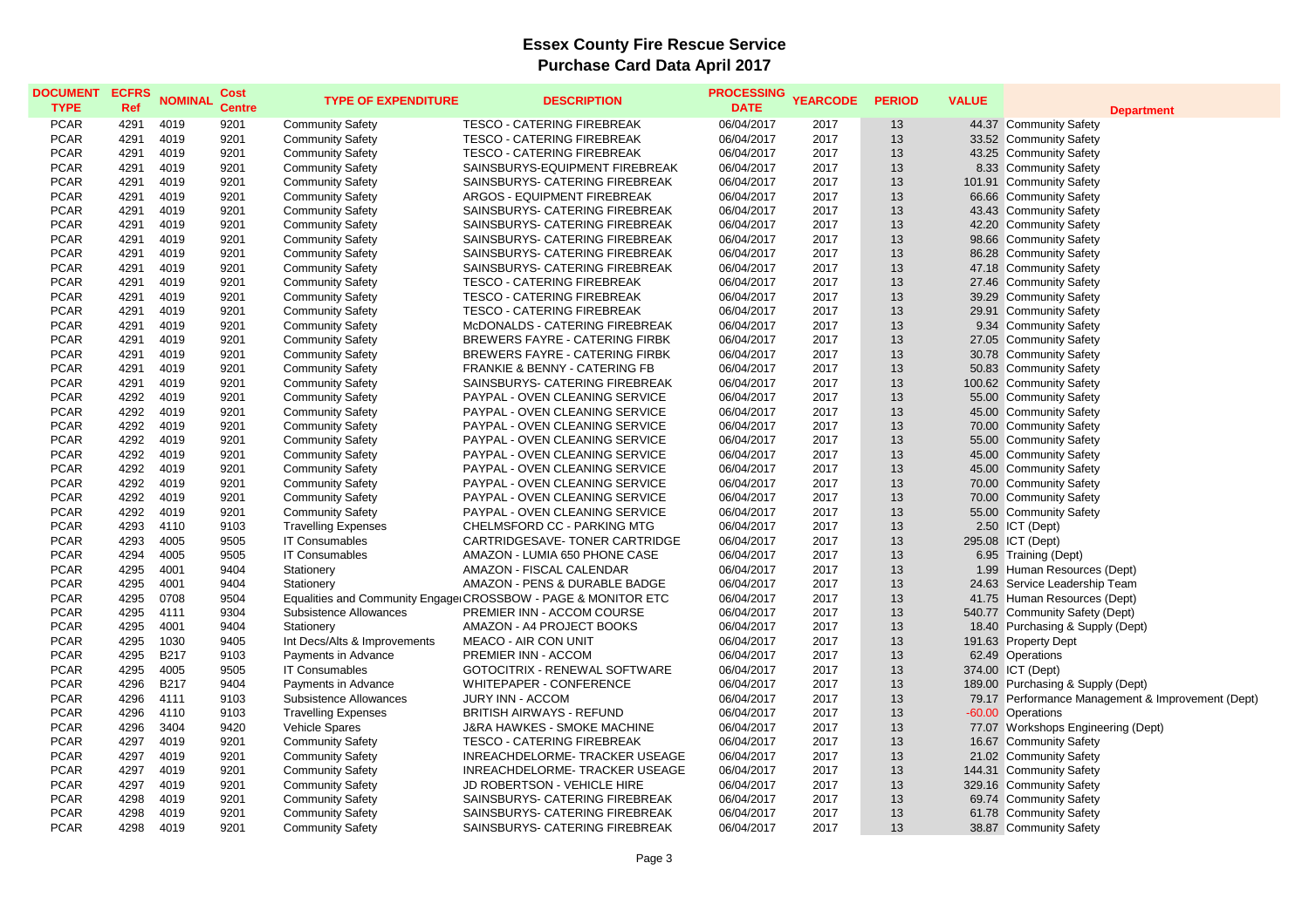# Essex County Fire Rescue Service
## Purchase Card Data April 2017

| DOCUMENT TYPE | ECFRS Ref | NOMINAL | Cost Centre | TYPE OF EXPENDITURE | DESCRIPTION | PROCESSING DATE | YEARCODE | PERIOD | VALUE | Department |
|---|---|---|---|---|---|---|---|---|---|---|
| PCAR | 4291 | 4019 | 9201 | Community Safety | TESCO - CATERING FIREBREAK | 06/04/2017 | 2017 | 13 | 44.37 | Community Safety |
| PCAR | 4291 | 4019 | 9201 | Community Safety | TESCO - CATERING FIREBREAK | 06/04/2017 | 2017 | 13 | 33.52 | Community Safety |
| PCAR | 4291 | 4019 | 9201 | Community Safety | TESCO - CATERING FIREBREAK | 06/04/2017 | 2017 | 13 | 43.25 | Community Safety |
| PCAR | 4291 | 4019 | 9201 | Community Safety | SAINSBURYS-EQUIPMENT FIREBREAK | 06/04/2017 | 2017 | 13 | 8.33 | Community Safety |
| PCAR | 4291 | 4019 | 9201 | Community Safety | SAINSBURYS- CATERING FIREBREAK | 06/04/2017 | 2017 | 13 | 101.91 | Community Safety |
| PCAR | 4291 | 4019 | 9201 | Community Safety | ARGOS - EQUIPMENT FIREBREAK | 06/04/2017 | 2017 | 13 | 66.66 | Community Safety |
| PCAR | 4291 | 4019 | 9201 | Community Safety | SAINSBURYS- CATERING FIREBREAK | 06/04/2017 | 2017 | 13 | 43.43 | Community Safety |
| PCAR | 4291 | 4019 | 9201 | Community Safety | SAINSBURYS- CATERING FIREBREAK | 06/04/2017 | 2017 | 13 | 42.20 | Community Safety |
| PCAR | 4291 | 4019 | 9201 | Community Safety | SAINSBURYS- CATERING FIREBREAK | 06/04/2017 | 2017 | 13 | 98.66 | Community Safety |
| PCAR | 4291 | 4019 | 9201 | Community Safety | SAINSBURYS- CATERING FIREBREAK | 06/04/2017 | 2017 | 13 | 86.28 | Community Safety |
| PCAR | 4291 | 4019 | 9201 | Community Safety | SAINSBURYS- CATERING FIREBREAK | 06/04/2017 | 2017 | 13 | 47.18 | Community Safety |
| PCAR | 4291 | 4019 | 9201 | Community Safety | TESCO - CATERING FIREBREAK | 06/04/2017 | 2017 | 13 | 27.46 | Community Safety |
| PCAR | 4291 | 4019 | 9201 | Community Safety | TESCO - CATERING FIREBREAK | 06/04/2017 | 2017 | 13 | 39.29 | Community Safety |
| PCAR | 4291 | 4019 | 9201 | Community Safety | TESCO - CATERING FIREBREAK | 06/04/2017 | 2017 | 13 | 29.91 | Community Safety |
| PCAR | 4291 | 4019 | 9201 | Community Safety | McDONALDS - CATERING FIREBREAK | 06/04/2017 | 2017 | 13 | 9.34 | Community Safety |
| PCAR | 4291 | 4019 | 9201 | Community Safety | BREWERS FAYRE - CATERING FIRBK | 06/04/2017 | 2017 | 13 | 27.05 | Community Safety |
| PCAR | 4291 | 4019 | 9201 | Community Safety | BREWERS FAYRE - CATERING FIRBK | 06/04/2017 | 2017 | 13 | 30.78 | Community Safety |
| PCAR | 4291 | 4019 | 9201 | Community Safety | FRANKIE & BENNY - CATERING FB | 06/04/2017 | 2017 | 13 | 50.83 | Community Safety |
| PCAR | 4291 | 4019 | 9201 | Community Safety | SAINSBURYS- CATERING FIREBREAK | 06/04/2017 | 2017 | 13 | 100.62 | Community Safety |
| PCAR | 4292 | 4019 | 9201 | Community Safety | PAYPAL - OVEN CLEANING SERVICE | 06/04/2017 | 2017 | 13 | 55.00 | Community Safety |
| PCAR | 4292 | 4019 | 9201 | Community Safety | PAYPAL - OVEN CLEANING SERVICE | 06/04/2017 | 2017 | 13 | 45.00 | Community Safety |
| PCAR | 4292 | 4019 | 9201 | Community Safety | PAYPAL - OVEN CLEANING SERVICE | 06/04/2017 | 2017 | 13 | 70.00 | Community Safety |
| PCAR | 4292 | 4019 | 9201 | Community Safety | PAYPAL - OVEN CLEANING SERVICE | 06/04/2017 | 2017 | 13 | 55.00 | Community Safety |
| PCAR | 4292 | 4019 | 9201 | Community Safety | PAYPAL - OVEN CLEANING SERVICE | 06/04/2017 | 2017 | 13 | 45.00 | Community Safety |
| PCAR | 4292 | 4019 | 9201 | Community Safety | PAYPAL - OVEN CLEANING SERVICE | 06/04/2017 | 2017 | 13 | 45.00 | Community Safety |
| PCAR | 4292 | 4019 | 9201 | Community Safety | PAYPAL - OVEN CLEANING SERVICE | 06/04/2017 | 2017 | 13 | 70.00 | Community Safety |
| PCAR | 4292 | 4019 | 9201 | Community Safety | PAYPAL - OVEN CLEANING SERVICE | 06/04/2017 | 2017 | 13 | 70.00 | Community Safety |
| PCAR | 4292 | 4019 | 9201 | Community Safety | PAYPAL - OVEN CLEANING SERVICE | 06/04/2017 | 2017 | 13 | 55.00 | Community Safety |
| PCAR | 4293 | 4110 | 9103 | Travelling Expenses | CHELMSFORD CC - PARKING MTG | 06/04/2017 | 2017 | 13 | 2.50 | ICT (Dept) |
| PCAR | 4293 | 4005 | 9505 | IT Consumables | CARTRIDGESAVE- TONER CARTRIDGE | 06/04/2017 | 2017 | 13 | 295.08 | ICT (Dept) |
| PCAR | 4294 | 4005 | 9505 | IT Consumables | AMAZON - LUMIA 650 PHONE CASE | 06/04/2017 | 2017 | 13 | 6.95 | Training (Dept) |
| PCAR | 4295 | 4001 | 9404 | Stationery | AMAZON - FISCAL CALENDAR | 06/04/2017 | 2017 | 13 | 1.99 | Human Resources (Dept) |
| PCAR | 4295 | 4001 | 9404 | Stationery | AMAZON - PENS & DURABLE BADGE | 06/04/2017 | 2017 | 13 | 24.63 | Service Leadership Team |
| PCAR | 4295 | 0708 | 9504 | Equalities and Community Engage | CROSSBOW - PAGE & MONITOR ETC | 06/04/2017 | 2017 | 13 | 41.75 | Human Resources (Dept) |
| PCAR | 4295 | 4111 | 9304 | Subsistence Allowances | PREMIER INN - ACCOM COURSE | 06/04/2017 | 2017 | 13 | 540.77 | Community Safety (Dept) |
| PCAR | 4295 | 4001 | 9404 | Stationery | AMAZON - A4 PROJECT BOOKS | 06/04/2017 | 2017 | 13 | 18.40 | Purchasing & Supply (Dept) |
| PCAR | 4295 | 1030 | 9405 | Int Decs/Alts & Improvements | MEACO - AIR CON UNIT | 06/04/2017 | 2017 | 13 | 191.63 | Property Dept |
| PCAR | 4295 | B217 | 9103 | Payments in Advance | PREMIER INN - ACCOM | 06/04/2017 | 2017 | 13 | 62.49 | Operations |
| PCAR | 4295 | 4005 | 9505 | IT Consumables | GOTOCITRIX - RENEWAL SOFTWARE | 06/04/2017 | 2017 | 13 | 374.00 | ICT (Dept) |
| PCAR | 4296 | B217 | 9404 | Payments in Advance | WHITEPAPER - CONFERENCE | 06/04/2017 | 2017 | 13 | 189.00 | Purchasing & Supply (Dept) |
| PCAR | 4296 | 4111 | 9103 | Subsistence Allowances | JURY INN - ACCOM | 06/04/2017 | 2017 | 13 | 79.17 | Performance Management & Improvement (Dept) |
| PCAR | 4296 | 4110 | 9103 | Travelling Expenses | BRITISH AIRWAYS - REFUND | 06/04/2017 | 2017 | 13 | -60.00 | Operations |
| PCAR | 4296 | 3404 | 9420 | Vehicle Spares | J&RA HAWKES - SMOKE MACHINE | 06/04/2017 | 2017 | 13 | 77.07 | Workshops Engineering (Dept) |
| PCAR | 4297 | 4019 | 9201 | Community Safety | TESCO - CATERING FIREBREAK | 06/04/2017 | 2017 | 13 | 16.67 | Community Safety |
| PCAR | 4297 | 4019 | 9201 | Community Safety | INREACHDELORME- TRACKER USEAGE | 06/04/2017 | 2017 | 13 | 21.02 | Community Safety |
| PCAR | 4297 | 4019 | 9201 | Community Safety | INREACHDELORME- TRACKER USEAGE | 06/04/2017 | 2017 | 13 | 144.31 | Community Safety |
| PCAR | 4297 | 4019 | 9201 | Community Safety | JD ROBERTSON - VEHICLE HIRE | 06/04/2017 | 2017 | 13 | 329.16 | Community Safety |
| PCAR | 4298 | 4019 | 9201 | Community Safety | SAINSBURYS- CATERING FIREBREAK | 06/04/2017 | 2017 | 13 | 69.74 | Community Safety |
| PCAR | 4298 | 4019 | 9201 | Community Safety | SAINSBURYS- CATERING FIREBREAK | 06/04/2017 | 2017 | 13 | 61.78 | Community Safety |
| PCAR | 4298 | 4019 | 9201 | Community Safety | SAINSBURYS- CATERING FIREBREAK | 06/04/2017 | 2017 | 13 | 38.87 | Community Safety |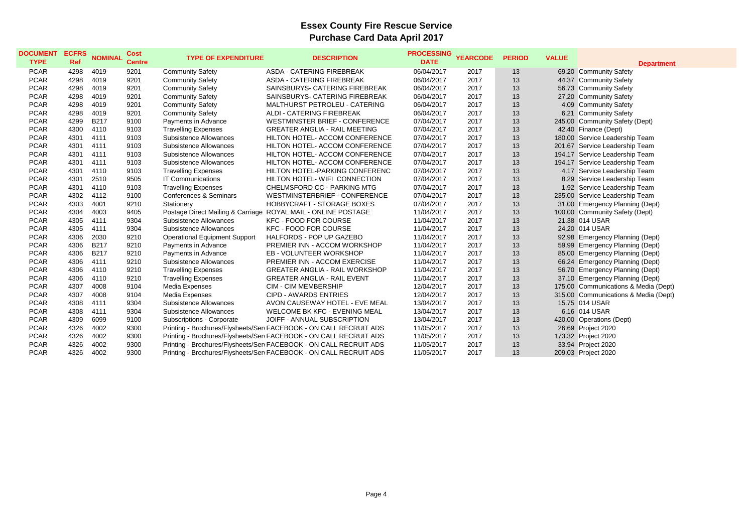# Essex County Fire Rescue Service

## Purchase Card Data April 2017

| DOCUMENT TYPE | ECFRS Ref | NOMINAL | Cost Centre | TYPE OF EXPENDITURE | DESCRIPTION | PROCESSING DATE | YEARCODE | PERIOD | VALUE | Department |
|---|---|---|---|---|---|---|---|---|---|---|
| PCAR | 4298 | 4019 | 9201 | Community Safety | ASDA - CATERING FIREBREAK | 06/04/2017 | 2017 | 13 | 69.20 | Community Safety |
| PCAR | 4298 | 4019 | 9201 | Community Safety | ASDA - CATERING FIREBREAK | 06/04/2017 | 2017 | 13 | 44.37 | Community Safety |
| PCAR | 4298 | 4019 | 9201 | Community Safety | SAINSBURYS- CATERING FIREBREAK | 06/04/2017 | 2017 | 13 | 56.73 | Community Safety |
| PCAR | 4298 | 4019 | 9201 | Community Safety | SAINSBURYS- CATERING FIREBREAK | 06/04/2017 | 2017 | 13 | 27.20 | Community Safety |
| PCAR | 4298 | 4019 | 9201 | Community Safety | MALTHURST PETROLEU - CATERING | 06/04/2017 | 2017 | 13 | 4.09 | Community Safety |
| PCAR | 4298 | 4019 | 9201 | Community Safety | ALDI - CATERING FIREBREAK | 06/04/2017 | 2017 | 13 | 6.21 | Community Safety |
| PCAR | 4299 | B217 | 9100 | Payments in Advance | WESTMINSTER BRIEF - CONFERENCE | 07/04/2017 | 2017 | 13 | 245.00 | Community Safety (Dept) |
| PCAR | 4300 | 4110 | 9103 | Travelling Expenses | GREATER ANGLIA - RAIL MEETING | 07/04/2017 | 2017 | 13 | 42.40 | Finance (Dept) |
| PCAR | 4301 | 4111 | 9103 | Subsistence Allowances | HILTON HOTEL- ACCOM CONFERENCE | 07/04/2017 | 2017 | 13 | 180.00 | Service Leadership Team |
| PCAR | 4301 | 4111 | 9103 | Subsistence Allowances | HILTON HOTEL- ACCOM CONFERENCE | 07/04/2017 | 2017 | 13 | 201.67 | Service Leadership Team |
| PCAR | 4301 | 4111 | 9103 | Subsistence Allowances | HILTON HOTEL- ACCOM CONFERENCE | 07/04/2017 | 2017 | 13 | 194.17 | Service Leadership Team |
| PCAR | 4301 | 4111 | 9103 | Subsistence Allowances | HILTON HOTEL- ACCOM CONFERENCE | 07/04/2017 | 2017 | 13 | 194.17 | Service Leadership Team |
| PCAR | 4301 | 4110 | 9103 | Travelling Expenses | HILTON HOTEL-PARKING CONFERENC | 07/04/2017 | 2017 | 13 | 4.17 | Service Leadership Team |
| PCAR | 4301 | 2510 | 9505 | IT Communications | HILTON HOTEL- WIFI CONNECTION | 07/04/2017 | 2017 | 13 | 8.29 | Service Leadership Team |
| PCAR | 4301 | 4110 | 9103 | Travelling Expenses | CHELMSFORD CC - PARKING MTG | 07/04/2017 | 2017 | 13 | 1.92 | Service Leadership Team |
| PCAR | 4302 | 4112 | 9100 | Conferences & Seminars | WESTMINSTERBRIEF - CONFERENCE | 07/04/2017 | 2017 | 13 | 235.00 | Service Leadership Team |
| PCAR | 4303 | 4001 | 9210 | Stationery | HOBBYCRAFT - STORAGE BOXES | 07/04/2017 | 2017 | 13 | 31.00 | Emergency Planning (Dept) |
| PCAR | 4304 | 4003 | 9405 | Postage Direct Mailing & Carriage | ROYAL MAIL - ONLINE POSTAGE | 11/04/2017 | 2017 | 13 | 100.00 | Community Safety (Dept) |
| PCAR | 4305 | 4111 | 9304 | Subsistence Allowances | KFC - FOOD FOR COURSE | 11/04/2017 | 2017 | 13 | 21.38 | 014 USAR |
| PCAR | 4305 | 4111 | 9304 | Subsistence Allowances | KFC - FOOD FOR COURSE | 11/04/2017 | 2017 | 13 | 24.20 | 014 USAR |
| PCAR | 4306 | 2030 | 9210 | Operational Equipment Support | HALFORDS - POP UP GAZEBO | 11/04/2017 | 2017 | 13 | 92.98 | Emergency Planning (Dept) |
| PCAR | 4306 | B217 | 9210 | Payments in Advance | PREMIER INN - ACCOM WORKSHOP | 11/04/2017 | 2017 | 13 | 59.99 | Emergency Planning (Dept) |
| PCAR | 4306 | B217 | 9210 | Payments in Advance | EB - VOLUNTEER WORKSHOP | 11/04/2017 | 2017 | 13 | 85.00 | Emergency Planning (Dept) |
| PCAR | 4306 | 4111 | 9210 | Subsistence Allowances | PREMIER INN - ACCOM EXERCISE | 11/04/2017 | 2017 | 13 | 66.24 | Emergency Planning (Dept) |
| PCAR | 4306 | 4110 | 9210 | Travelling Expenses | GREATER ANGLIA - RAIL WORKSHOP | 11/04/2017 | 2017 | 13 | 56.70 | Emergency Planning (Dept) |
| PCAR | 4306 | 4110 | 9210 | Travelling Expenses | GREATER ANGLIA - RAIL EVENT | 11/04/2017 | 2017 | 13 | 37.10 | Emergency Planning (Dept) |
| PCAR | 4307 | 4008 | 9104 | Media Expenses | CIM - CIM MEMBERSHIP | 12/04/2017 | 2017 | 13 | 175.00 | Communications & Media (Dept) |
| PCAR | 4307 | 4008 | 9104 | Media Expenses | CIPD - AWARDS ENTRIES | 12/04/2017 | 2017 | 13 | 315.00 | Communications & Media (Dept) |
| PCAR | 4308 | 4111 | 9304 | Subsistence Allowances | AVON CAUSEWAY HOTEL - EVE MEAL | 13/04/2017 | 2017 | 13 | 15.75 | 014 USAR |
| PCAR | 4308 | 4111 | 9304 | Subsistence Allowances | WELCOME BK KFC - EVENING MEAL | 13/04/2017 | 2017 | 13 | 6.16 | 014 USAR |
| PCAR | 4309 | 6099 | 9100 | Subscriptions - Corporate | JOIFF - ANNUAL SUBSCRIPTION | 13/04/2017 | 2017 | 13 | 420.00 | Operations (Dept) |
| PCAR | 4326 | 4002 | 9300 | Printing - Brochures/Flysheets/Serv | FACEBOOK - ON CALL RECRUIT ADS | 11/05/2017 | 2017 | 13 | 26.69 | Project 2020 |
| PCAR | 4326 | 4002 | 9300 | Printing - Brochures/Flysheets/Serv | FACEBOOK - ON CALL RECRUIT ADS | 11/05/2017 | 2017 | 13 | 173.32 | Project 2020 |
| PCAR | 4326 | 4002 | 9300 | Printing - Brochures/Flysheets/Serv | FACEBOOK - ON CALL RECRUIT ADS | 11/05/2017 | 2017 | 13 | 33.94 | Project 2020 |
| PCAR | 4326 | 4002 | 9300 | Printing - Brochures/Flysheets/Serv | FACEBOOK - ON CALL RECRUIT ADS | 11/05/2017 | 2017 | 13 | 209.03 | Project 2020 |